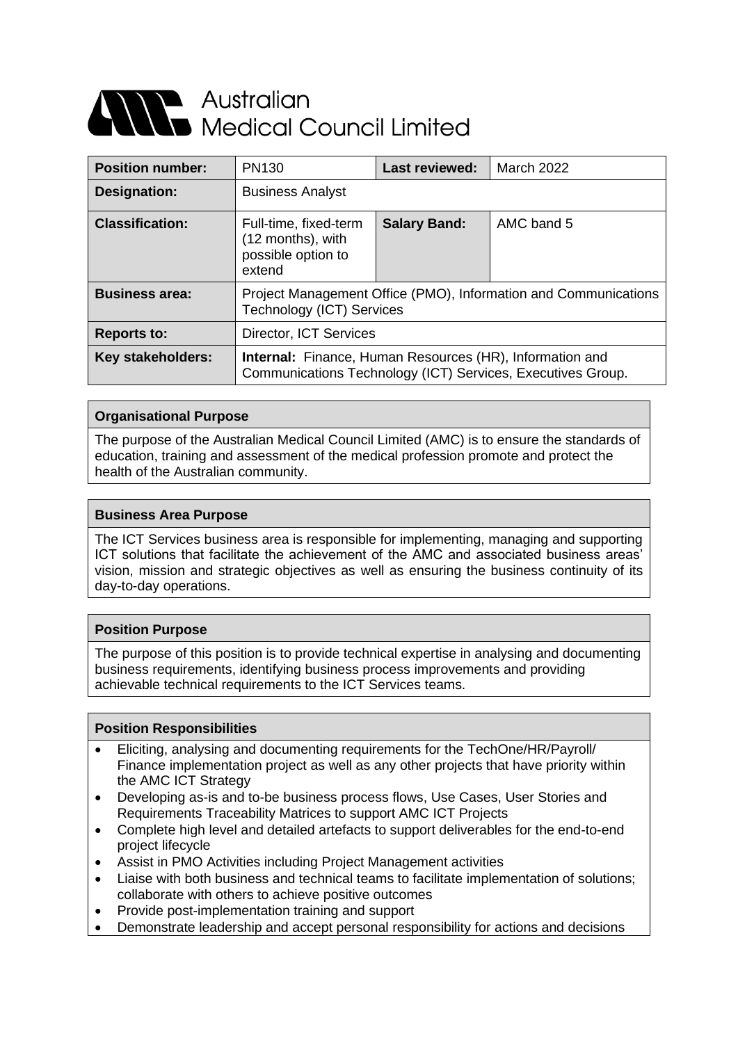# Australian Medical Council Limited

| Position number: | PN130 | Last reviewed: | March 2022 |
|---|---|---|---|
| Designation: | Business Analyst | | |
| Classification: | Full-time, fixed-term (12 months), with possible option to extend | Salary Band: | AMC band 5 |
| Business area: | Project Management Office (PMO), Information and Communications Technology (ICT) Services | | |
| Reports to: | Director, ICT Services | | |
| Key stakeholders: | **Internal:** Finance, Human Resources (HR), Information and Communications Technology (ICT) Services, Executives Group. | | |

## Organisational Purpose

The purpose of the Australian Medical Council Limited (AMC) is to ensure the standards of education, training and assessment of the medical profession promote and protect the health of the Australian community.

## Business Area Purpose

The ICT Services business area is responsible for implementing, managing and supporting ICT solutions that facilitate the achievement of the AMC and associated business areas' vision, mission and strategic objectives as well as ensuring the business continuity of its day-to-day operations.

## Position Purpose

The purpose of this position is to provide technical expertise in analysing and documenting business requirements, identifying business process improvements and providing achievable technical requirements to the ICT Services teams.

## Position Responsibilities

- Eliciting, analysing and documenting requirements for the TechOne/HR/Payroll/ Finance implementation project as well as any other projects that have priority within the AMC ICT Strategy
- Developing as-is and to-be business process flows, Use Cases, User Stories and Requirements Traceability Matrices to support AMC ICT Projects
- Complete high level and detailed artefacts to support deliverables for the end-to-end project lifecycle
- Assist in PMO Activities including Project Management activities
- Liaise with both business and technical teams to facilitate implementation of solutions; collaborate with others to achieve positive outcomes
- Provide post-implementation training and support
- Demonstrate leadership and accept personal responsibility for actions and decisions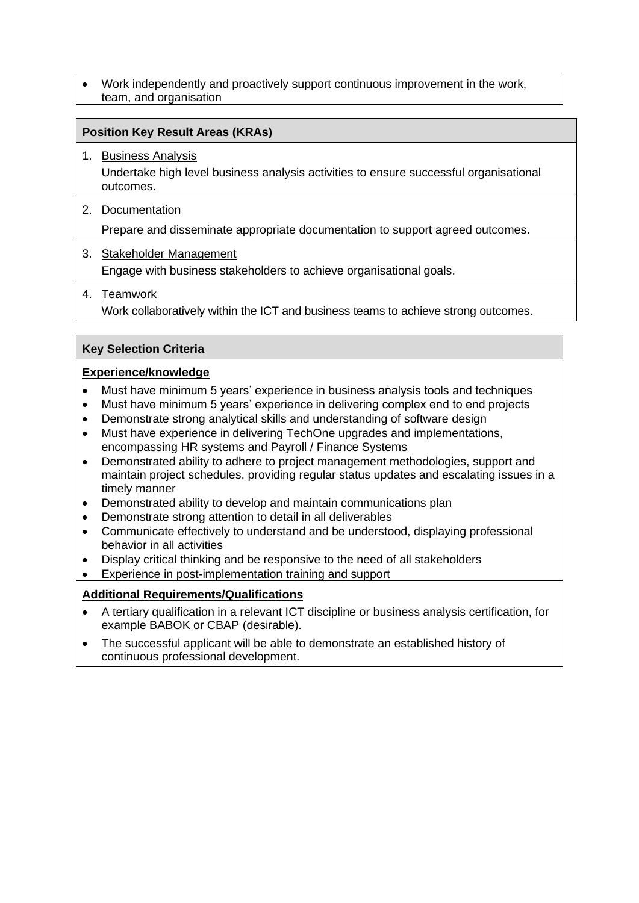- Work independently and proactively support continuous improvement in the work, team, and organisation

### Position Key Result Areas (KRAs)

1. Business Analysis

   Undertake high level business analysis activities to ensure successful organisational outcomes.

2. Documentation

   Prepare and disseminate appropriate documentation to support agreed outcomes.

3. Stakeholder Management

   Engage with business stakeholders to achieve organisational goals.

4. Teamwork

   Work collaboratively within the ICT and business teams to achieve strong outcomes.

### Key Selection Criteria

**Experience/knowledge**

- Must have minimum 5 years' experience in business analysis tools and techniques
- Must have minimum 5 years' experience in delivering complex end to end projects
- Demonstrate strong analytical skills and understanding of software design
- Must have experience in delivering TechOne upgrades and implementations, encompassing HR systems and Payroll / Finance Systems
- Demonstrated ability to adhere to project management methodologies, support and maintain project schedules, providing regular status updates and escalating issues in a timely manner
- Demonstrated ability to develop and maintain communications plan
- Demonstrate strong attention to detail in all deliverables
- Communicate effectively to understand and be understood, displaying professional behavior in all activities
- Display critical thinking and be responsive to the need of all stakeholders
- Experience in post-implementation training and support

**Additional Requirements/Qualifications**

- A tertiary qualification in a relevant ICT discipline or business analysis certification, for example BABOK or CBAP (desirable).
- The successful applicant will be able to demonstrate an established history of continuous professional development.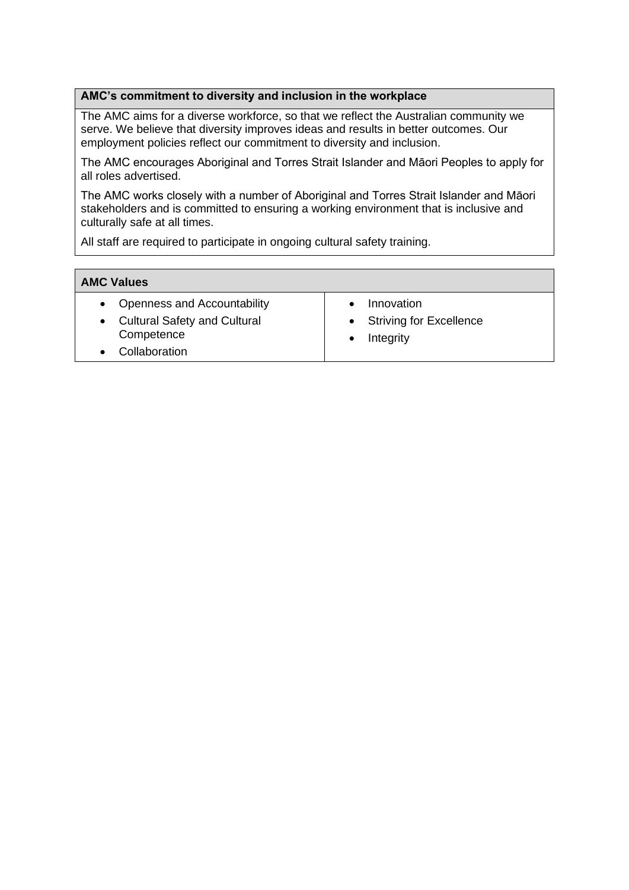**AMC's commitment to diversity and inclusion in the workplace**

The AMC aims for a diverse workforce, so that we reflect the Australian community we serve. We believe that diversity improves ideas and results in better outcomes. Our employment policies reflect our commitment to diversity and inclusion.

The AMC encourages Aboriginal and Torres Strait Islander and Māori Peoples to apply for all roles advertised.

The AMC works closely with a number of Aboriginal and Torres Strait Islander and Māori stakeholders and is committed to ensuring a working environment that is inclusive and culturally safe at all times.

All staff are required to participate in ongoing cultural safety training.

**AMC Values**

- Openness and Accountability
- Cultural Safety and Cultural Competence
- Collaboration
- Innovation
- Striving for Excellence
- Integrity